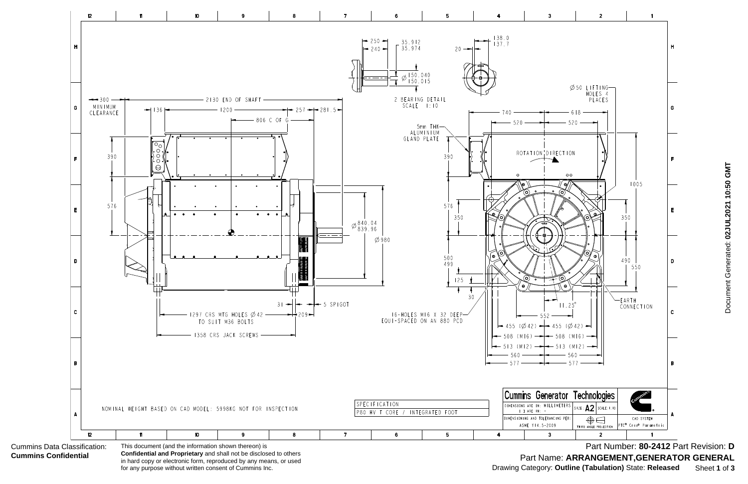2 BEARING DETAIL
SCALE 1:10

250
240
35.912
35.974
Ø 150.040
150.015

138.0
137.7
20

Ø50 LIFTING HOLES 4 PLACES

300 MINIMUM CLEARANCE
2130 END OF SHAFT
136
1200
257
281.5
806 C OF G

390
576

Ø 840.04
839.96

Ø980

31
5 SPIGOT
209

1297 CRS MTG HOLES Ø42 TO SUIT M36 BOLTS

1358 CRS JACK SCREWS

5mm THK ALUMINIUM GLAND PLATE

740
618
520
520

ROTATION DIRECTION

390
576
350
500
499
125
30

1005
350
490
550

EARTH CONNECTION

16-HOLES M16 X 32 DEEP EQUI-SPACED ON AN 880 PCD

11.25°
552
455 (Ø42)
455 (Ø42)
508 (M16)
508 (M16)
513 (M12)
513 (M12)
560
560
577
577

NOMINAL WEIGHT BASED ON CAD MODEL: 5998KG NOT FOR INSPECTION

| SPECIFICATION |
|---|
| P80 HV T CORE / INTEGRATED FOOT |

Cummins Generator Technologies

DIMENSIONS ARE IN: MILLIMETERS
1.3 ARE IN: -
SIZE: A2
SCALE: 1:10
DIMENSIONING AND TOLERANCING PER: ASME Y14.5-2009
THIRD ANGLE PROJECTION
CAD SYSTEM PTC® Creo® Parametric

Document Generated: **02JUL2021 10:50 GMT**

Cummins Data Classification: **Cummins Confidential**

This document (and the information shown thereon) is **Confidential and Proprietary** and shall not be disclosed to others in hard copy or electronic form, reproduced by any means, or used for any purpose without written consent of Cummins Inc.

Part Number: **80-2412** Part Revision: **D**

Part Name: **ARRANGEMENT,GENERATOR GENERAL**

Drawing Category: **Outline (Tabulation)** State: **Released**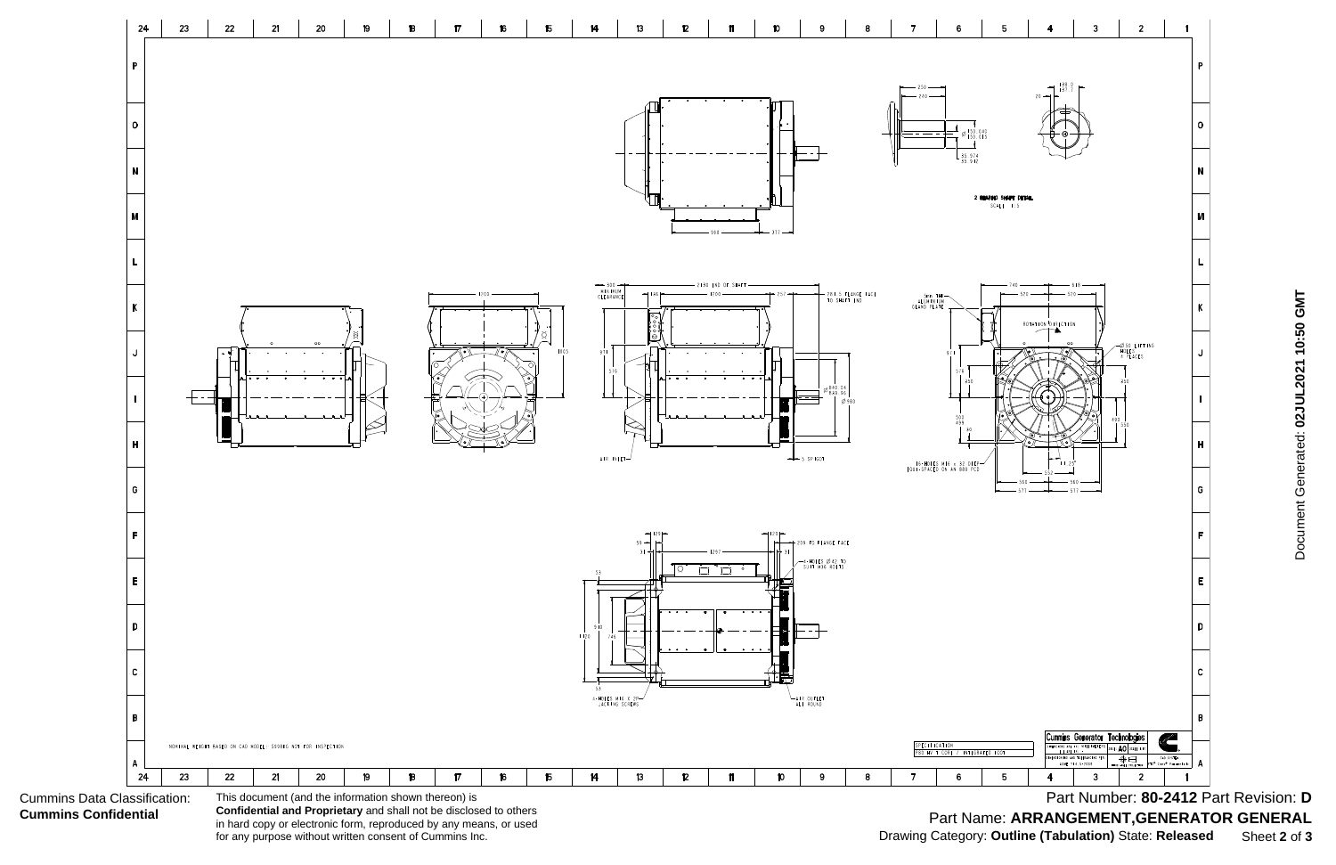NOMINAL WEIGHT BASED ON CAD MODEL: 5508KG NOT FOR INSPECTION

2 BEARING SHAFT DETAIL
SCALE 1:5

SPECIFICATION
P80 MV 1 CORE / INTEGRATED ICON

Cummins Generator Technologies

Cummins Data Classification: **Cummins Confidential**

This document (and the information shown thereon) is **Confidential and Proprietary** and shall not be disclosed to others in hard copy or electronic form, reproduced by any means, or used for any purpose without written consent of Cummins Inc.

Part Number: **80-2412** Part Revision: **D**

Part Name: **ARRANGEMENT,GENERATOR GENERAL**

Drawing Category: **Outline (Tabulation)** State: **Released**

Document Generated: **02JUL2021 10:50 GMT**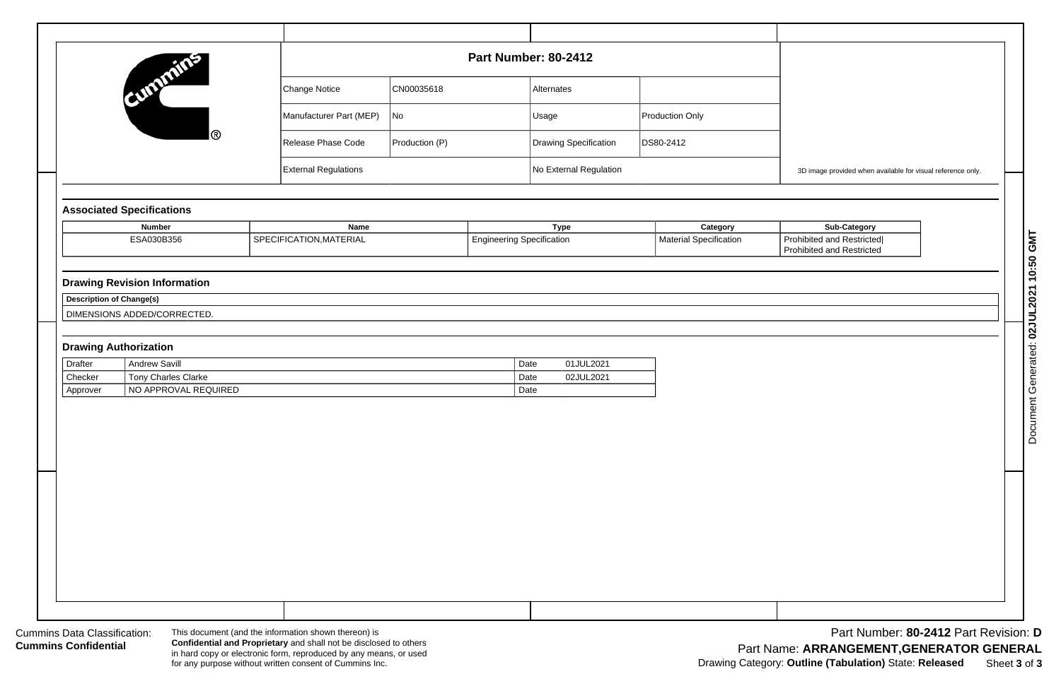**Part Number: 80-2412**

| | | | |
|---|---|---|---|
| Change Notice | CN00035618 | Alternates | |
| Manufacturer Part (MEP) | No | Usage | Production Only |
| Release Phase Code | Production (P) | Drawing Specification | DS80-2412 |
| External Regulations | | No External Regulation | |

3D image provided when available for visual reference only.

## Associated Specifications

| Number | Name | Type | Category | Sub-Category |
|---|---|---|---|---|
| ESA030B356 | SPECIFICATION,MATERIAL | Engineering Specification | Material Specification | Prohibited and Restricted\| Prohibited and Restricted |

## Drawing Revision Information

| Description of Change(s) |
|---|
| DIMENSIONS ADDED/CORRECTED. |

## Drawing Authorization

| | | | |
|---|---|---|---|
| Drafter | Andrew Savill | Date | 01JUL2021 |
| Checker | Tony Charles Clarke | Date | 02JUL2021 |
| Approver | NO APPROVAL REQUIRED | Date | |

Document Generated: **02JUL2021 10:50 GMT**

Cummins Data Classification:
**Cummins Confidential**

This document (and the information shown thereon) is **Confidential and Proprietary** and shall not be disclosed to others in hard copy or electronic form, reproduced by any means, or used for any purpose without written consent of Cummins Inc.

Part Number: **80-2412** Part Revision: **D**
Part Name: **ARRANGEMENT,GENERATOR GENERAL**
Drawing Category: **Outline (Tabulation)** State: **Released**